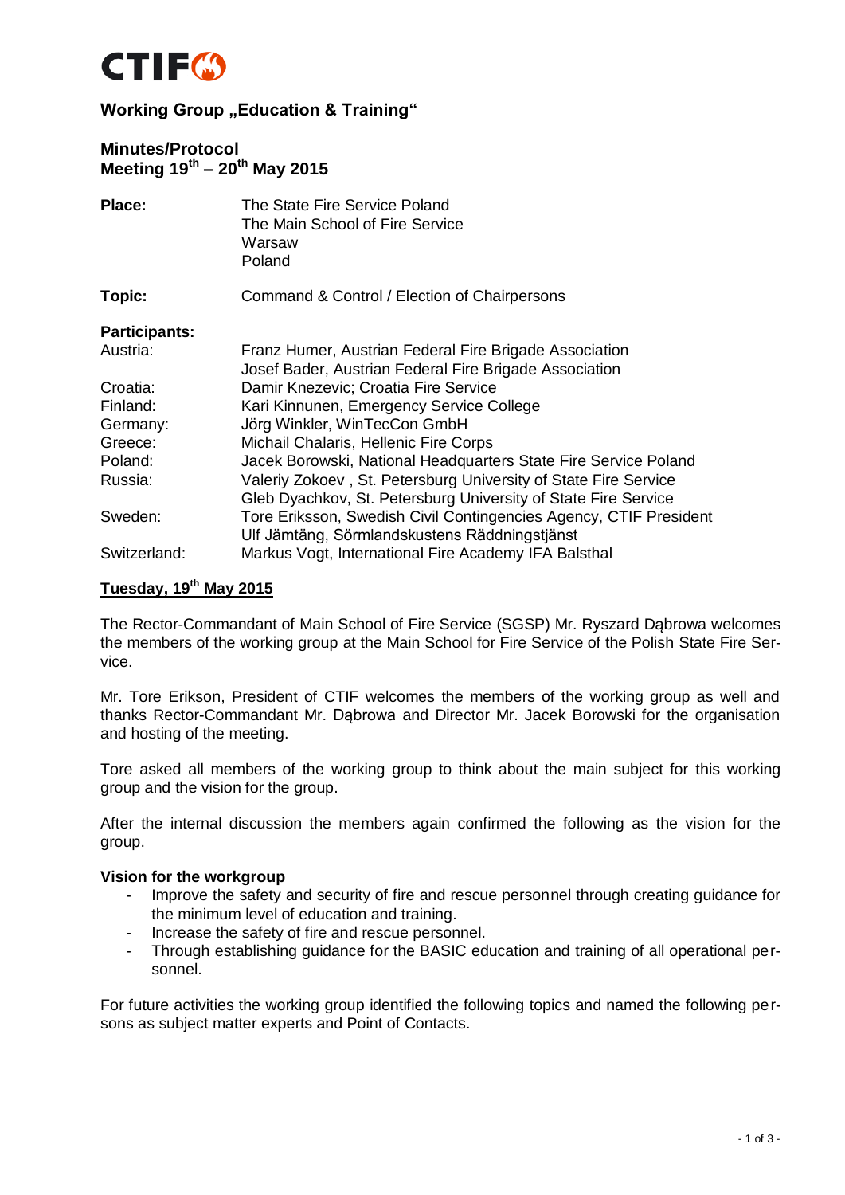CTIF

## Working Group „Education & Training“

## Minutes/Protocol
## Meeting 19th – 20th May 2015

| | |
|---|---|
| **Place:** | The State Fire Service Poland<br>The Main School of Fire Service<br>Warsaw<br>Poland |
| **Topic:** | Command & Control / Election of Chairpersons |
| **Participants:** | |
| Austria: | Franz Humer, Austrian Federal Fire Brigade Association<br>Josef Bader, Austrian Federal Fire Brigade Association |
| Croatia: | Damir Knezevic; Croatia Fire Service |
| Finland: | Kari Kinnunen, Emergency Service College |
| Germany: | Jörg Winkler, WinTecCon GmbH |
| Greece: | Michail Chalaris, Hellenic Fire Corps |
| Poland: | Jacek Borowski, National Headquarters State Fire Service Poland |
| Russia: | Valeriy Zokoev , St. Petersburg University of State Fire Service<br>Gleb Dyachkov, St. Petersburg University of State Fire Service |
| Sweden: | Tore Eriksson, Swedish Civil Contingencies Agency, CTIF President<br>Ulf Jämtäng, Sörmlandskustens Räddningstjänst |
| Switzerland: | Markus Vogt, International Fire Academy IFA Balsthal |

### Tuesday, 19th May 2015

The Rector-Commandant of Main School of Fire Service (SGSP) Mr. Ryszard Dąbrowa welcomes the members of the working group at the Main School for Fire Service of the Polish State Fire Service.

Mr. Tore Erikson, President of CTIF welcomes the members of the working group as well and thanks Rector-Commandant Mr. Dąbrowa and Director Mr. Jacek Borowski for the organisation and hosting of the meeting.

Tore asked all members of the working group to think about the main subject for this working group and the vision for the group.

After the internal discussion the members again confirmed the following as the vision for the group.

**Vision for the workgroup**

- Improve the safety and security of fire and rescue personnel through creating guidance for the minimum level of education and training.
- Increase the safety of fire and rescue personnel.
- Through establishing guidance for the BASIC education and training of all operational personnel.

For future activities the working group identified the following topics and named the following persons as subject matter experts and Point of Contacts.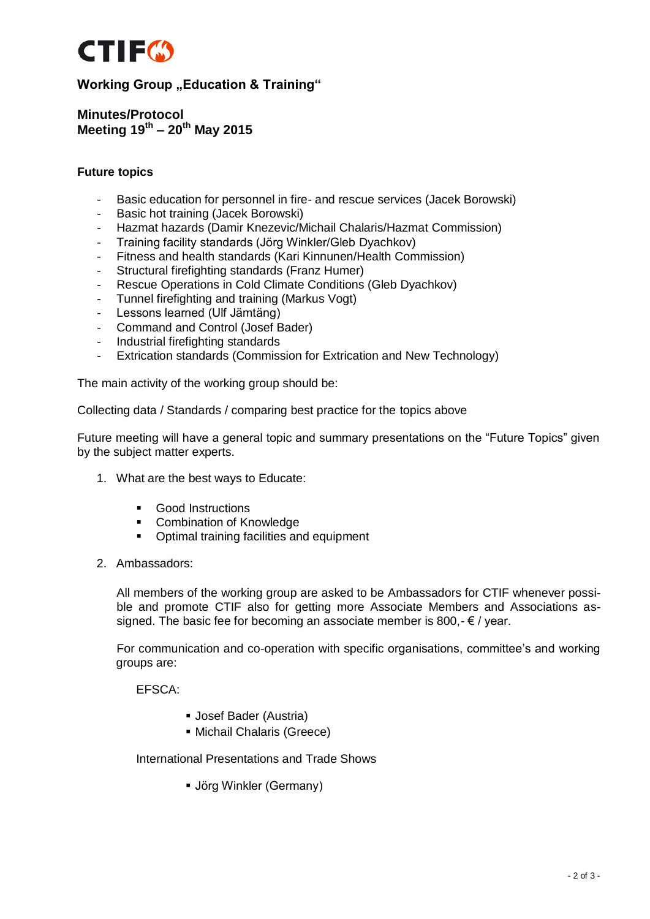**Working Group „Education & Training“**

**Minutes/Protocol**
**Meeting 19th – 20th May 2015**

**Future topics**

- Basic education for personnel in fire- and rescue services (Jacek Borowski)
- Basic hot training (Jacek Borowski)
- Hazmat hazards (Damir Knezevic/Michail Chalaris/Hazmat Commission)
- Training facility standards (Jörg Winkler/Gleb Dyachkov)
- Fitness and health standards (Kari Kinnunen/Health Commission)
- Structural firefighting standards (Franz Humer)
- Rescue Operations in Cold Climate Conditions (Gleb Dyachkov)
- Tunnel firefighting and training (Markus Vogt)
- Lessons learned (Ulf Jämtäng)
- Command and Control (Josef Bader)
- Industrial firefighting standards
- Extrication standards (Commission for Extrication and New Technology)

The main activity of the working group should be:

Collecting data / Standards / comparing best practice for the topics above

Future meeting will have a general topic and summary presentations on the “Future Topics” given by the subject matter experts.

1. What are the best ways to Educate:

   - Good Instructions
   - Combination of Knowledge
   - Optimal training facilities and equipment

2. Ambassadors:

   All members of the working group are asked to be Ambassadors for CTIF whenever possible and promote CTIF also for getting more Associate Members and Associations assigned. The basic fee for becoming an associate member is 800,- € / year.

   For communication and co-operation with specific organisations, committee’s and working groups are:

   EFSCA:

   - Josef Bader (Austria)
   - Michail Chalaris (Greece)

   International Presentations and Trade Shows

   - Jörg Winkler (Germany)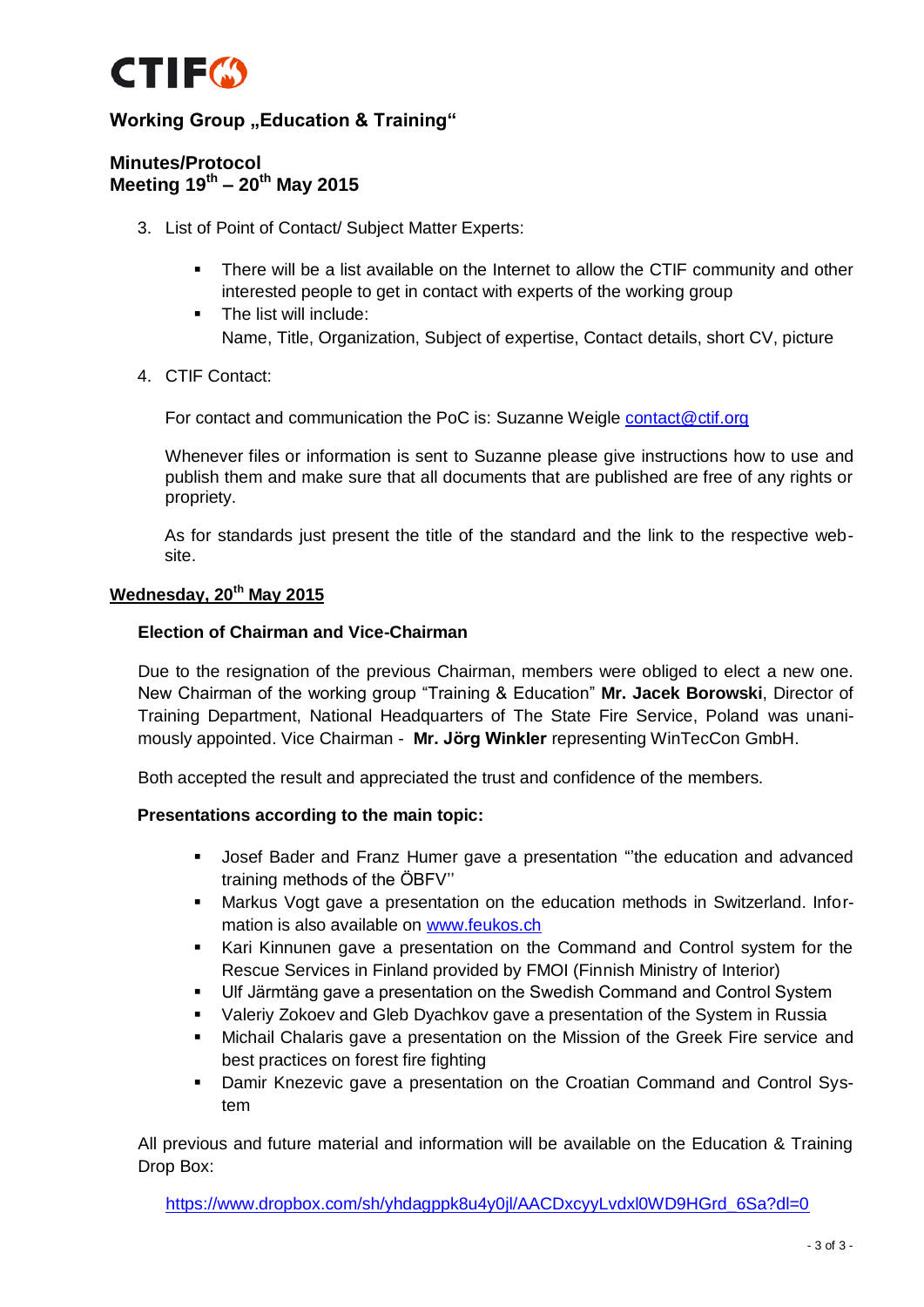# CTIF

## Working Group „Education & Training“

## Minutes/Protocol
## Meeting 19th – 20th May 2015

3. List of Point of Contact/ Subject Matter Experts:

   - There will be a list available on the Internet to allow the CTIF community and other interested people to get in contact with experts of the working group
   - The list will include:
     Name, Title, Organization, Subject of expertise, Contact details, short CV, picture

4. CTIF Contact:

   For contact and communication the PoC is: Suzanne Weigle contact@ctif.org

   Whenever files or information is sent to Suzanne please give instructions how to use and publish them and make sure that all documents that are published are free of any rights or propriety.

   As for standards just present the title of the standard and the link to the respective website.

**<u>Wednesday, 20th May 2015</u>**

**Election of Chairman and Vice-Chairman**

Due to the resignation of the previous Chairman, members were obliged to elect a new one. New Chairman of the working group “Training & Education” **Mr. Jacek Borowski**, Director of Training Department, National Headquarters of The State Fire Service, Poland was unanimously appointed. Vice Chairman - **Mr. Jörg Winkler** representing WinTecCon GmbH.

Both accepted the result and appreciated the trust and confidence of the members.

**Presentations according to the main topic:**

- Josef Bader and Franz Humer gave a presentation “’the education and advanced training methods of the ÖBFV’’
- Markus Vogt gave a presentation on the education methods in Switzerland. Information is also available on www.feukos.ch
- Kari Kinnunen gave a presentation on the Command and Control system for the Rescue Services in Finland provided by FMOI (Finnish Ministry of Interior)
- Ulf Järmtäng gave a presentation on the Swedish Command and Control System
- Valeriy Zokoev and Gleb Dyachkov gave a presentation of the System in Russia
- Michail Chalaris gave a presentation on the Mission of the Greek Fire service and best practices on forest fire fighting
- Damir Knezevic gave a presentation on the Croatian Command and Control System

All previous and future material and information will be available on the Education & Training Drop Box:

https://www.dropbox.com/sh/yhdagppk8u4y0jl/AACDxcyyLvdxl0WD9HGrd_6Sa?dl=0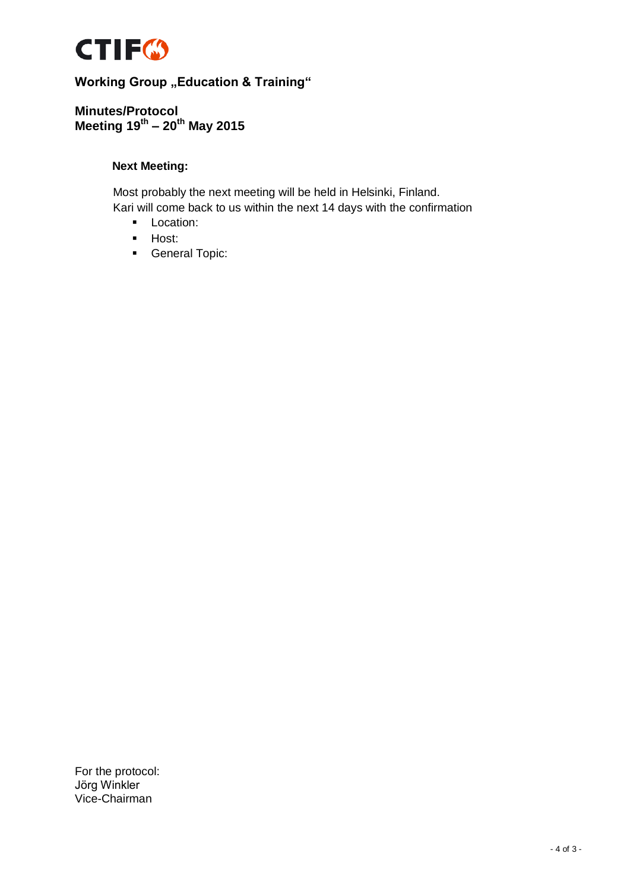**CTIF**

## Working Group „Education & Training“

### Minutes/Protocol
### Meeting 19th – 20th May 2015

**Next Meeting:**

Most probably the next meeting will be held in Helsinki, Finland.
Kari will come back to us within the next 14 days with the confirmation

- Location:
- Host:
- General Topic:

For the protocol:
Jörg Winkler
Vice-Chairman